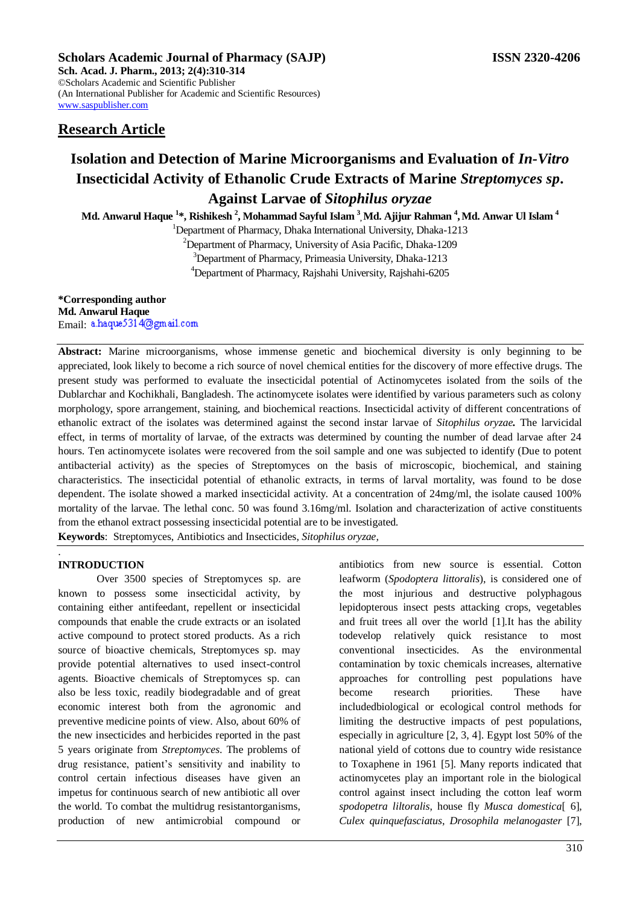**Scholars Academic Journal of Pharmacy (SAJP)** **ISSN 2320-4206**
**Sch. Acad. J. Pharm., 2013; 2(4):310-314**
©Scholars Academic and Scientific Publisher
(An International Publisher for Academic and Scientific Resources)
www.saspublisher.com

## Research Article

# Isolation and Detection of Marine Microorganisms and Evaluation of *In-Vitro* Insecticidal Activity of Ethanolic Crude Extracts of Marine *Streptomyces sp*. Against Larvae of *Sitophilus oryzae*

**Md. Anwarul Haque [1]*, Rishikesh [2], Mohammad Sayful Islam [3], Md. Ajijur Rahman [4], Md. Anwar Ul Islam [4]**

[1]Department of Pharmacy, Dhaka International University, Dhaka-1213
[2]Department of Pharmacy, University of Asia Pacific, Dhaka-1209
[3]Department of Pharmacy, Primeasia University, Dhaka-1213
[4]Department of Pharmacy, Rajshahi University, Rajshahi-6205

**\*Corresponding author**
**Md. Anwarul Haque**
Email: a.haque5314@gmail.com

**Abstract:** Marine microorganisms, whose immense genetic and biochemical diversity is only beginning to be appreciated, look likely to become a rich source of novel chemical entities for the discovery of more effective drugs. The present study was performed to evaluate the insecticidal potential of Actinomycetes isolated from the soils of the Dublarchar and Kochikhali, Bangladesh. The actinomycete isolates were identified by various parameters such as colony morphology, spore arrangement, staining, and biochemical reactions. Insecticidal activity of different concentrations of ethanolic extract of the isolates was determined against the second instar larvae of *Sitophilus oryzae.* The larvicidal effect, in terms of mortality of larvae, of the extracts was determined by counting the number of dead larvae after 24 hours. Ten actinomycete isolates were recovered from the soil sample and one was subjected to identify (Due to potent antibacterial activity) as the species of Streptomyces on the basis of microscopic, biochemical, and staining characteristics. The insecticidal potential of ethanolic extracts, in terms of larval mortality, was found to be dose dependent. The isolate showed a marked insecticidal activity. At a concentration of 24mg/ml, the isolate caused 100% mortality of the larvae. The lethal conc. 50 was found 3.16mg/ml. Isolation and characterization of active constituents from the ethanol extract possessing insecticidal potential are to be investigated.

**Keywords**: Streptomyces, Antibiotics and Insecticides, *Sitophilus oryzae*,

## INTRODUCTION

Over 3500 species of Streptomyces sp. are known to possess some insecticidal activity, by containing either antifeedant, repellent or insecticidal compounds that enable the crude extracts or an isolated active compound to protect stored products. As a rich source of bioactive chemicals, Streptomyces sp. may provide potential alternatives to used insect-control agents. Bioactive chemicals of Streptomyces sp. can also be less toxic, readily biodegradable and of great economic interest both from the agronomic and preventive medicine points of view. Also, about 60% of the new insecticides and herbicides reported in the past 5 years originate from *Streptomyces*. The problems of drug resistance, patient's sensitivity and inability to control certain infectious diseases have given an impetus for continuous search of new antibiotic all over the world. To combat the multidrug resistantorganisms, production of new antimicrobial compound or antibiotics from new source is essential. Cotton leafworm (*Spodoptera littoralis*), is considered one of the most injurious and destructive polyphagous lepidopterous insect pests attacking crops, vegetables and fruit trees all over the world [1].It has the ability todevelop relatively quick resistance to most conventional insecticides. As the environmental contamination by toxic chemicals increases, alternative approaches for controlling pest populations have become research priorities. These have includedbiological or ecological control methods for limiting the destructive impacts of pest populations, especially in agriculture [2, 3, 4]. Egypt lost 50% of the national yield of cottons due to country wide resistance to Toxaphene in 1961 [5]. Many reports indicated that actinomycetes play an important role in the biological control against insect including the cotton leaf worm *spodopetra liltoralis*, house fly *Musca domestica*[ 6], *Culex quinquefasciatus, Drosophila melanogaster* [7],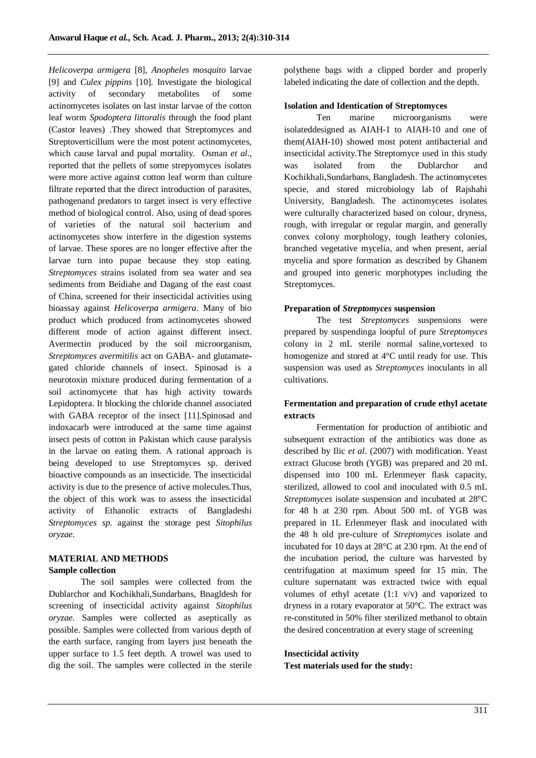*Helicoverpa armigera* [8], *Anopheles mosquito* larvae [9] and *Culex pippins* [10]. Investigate the biological activity of secondary metabolites of some actinomycetes isolates on last instar larvae of the cotton leaf worm *Spodoptera littoralis* through the food plant (Castor leaves) .They showed that Streptomyces and Streptoverticillum were the most potent actinomycetes, which cause larval and pupal mortality. Osman *et al*., reported that the pellets of some strepyomyces isolates were more active against cotton leaf worm than culture filtrate reported that the direct introduction of parasites, pathogenand predators to target insect is very effective method of biological control. Also, using of dead spores of varieties of the natural soil bacterium and actinomycetes show interfere in the digestion systems of larvae. These spores are no longer effective after the larvae turn into pupae because they stop eating. *Streptomyces* strains isolated from sea water and sea sediments from Beidiahe and Dagang of the east coast of China, screened for their insecticidal activities using bioassay against *Helicoverpa armigera*. Many of bio product which produced from actinomycetes showed different mode of action against different insect. Avermectin produced by the soil microorganism, *Streptomyces avermitilis* act on GABA- and glutamate-gated chloride channels of insect. Spinosad is a neurotoxin mixture produced during fermentation of a soil actinomycete that has high activity towards Lepidoptera. It blocking the chloride channel associated with GABA receptor of the insect [11].Spinosad and indoxacarb were introduced at the same time against insect pests of cotton in Pakistan which cause paralysis in the larvae on eating them. A rational approach is being developed to use Streptomyces sp. derived bioactive compounds as an insecticide. The insecticidal activity is due to the presence of active molecules.Thus, the object of this work was to assess the insecticidal activity of Ethanolic extracts of Bangladeshi *Streptomyces sp.* against the storage pest *Sitophilus oryzae*.

## MATERIAL AND METHODS

### Sample collection

The soil samples were collected from the Dublarchor and Kochikhali,Sundarbans, Bnagldesh for screening of insecticidal activity against *Sitophilus oryzae*. Samples were collected as aseptically as possible. Samples were collected from various depth of the earth surface, ranging from layers just beneath the upper surface to 1.5 feet depth. A trowel was used to dig the soil. The samples were collected in the sterile polythene bags with a clipped border and properly labeled indicating the date of collection and the depth.

### Isolation and Identication of Streptomyces

Ten marine microorganisms were isolateddesigned as AIAH-1 to AIAH-10 and one of them(AIAH-10) showed most potent antibacterial and insecticidal activity.The Streptomyce used in this study was isolated from the Dublarchor and Kochikhali,Sundarbans, Bangladesh. The actinomycetes specie, and stored microbiology lab of Rajshahi University, Bangladesh. The actinomycetes isolates were culturally characterized based on colour, dryness, rough, with irregular or regular margin, and generally convex colony morphology, tough leathery colonies, branched vegetative mycelia, and when present, aerial mycelia and spore formation as described by Ghanem and grouped into generic morphotypes including the Streptomyces.

### Preparation of *Streptomyces* suspension

The test *Streptomyces* suspensions were prepared by suspendinga loopful of pure *Streptomyces* colony in 2 mL sterile normal saline,vortexed to homogenize and stored at 4°C until ready for use. This suspension was used as *Streptomyces* inoculants in all cultivations.

### Fermentation and preparation of crude ethyl acetate extracts

Fermentation for production of antibiotic and subsequent extraction of the antibiotics was done as described by Ilic *et al*. (2007) with modification. Yeast extract Glucose broth (YGB) was prepared and 20 mL dispensed into 100 mL Erlenmeyer flask capacity, sterilized, allowed to cool and inoculated with 0.5 mL *Streptomyces* isolate suspension and incubated at 28°C for 48 h at 230 rpm. About 500 mL of YGB was prepared in 1L Erlenmeyer flask and inoculated with the 48 h old pre-culture of *Streptomyces* isolate and incubated for 10 days at 28°C at 230 rpm. At the end of the incubation period, the culture was harvested by centrifugation at maximum speed for 15 min. The culture supernatant was extracted twice with equal volumes of ethyl acetate (1:1 v/v) and vaporized to dryness in a rotary evaporator at 50°C. The extract was re-constituted in 50% filter sterilized methanol to obtain the desired concentration at every stage of screening

### Insecticidal activity

**Test materials used for the study:**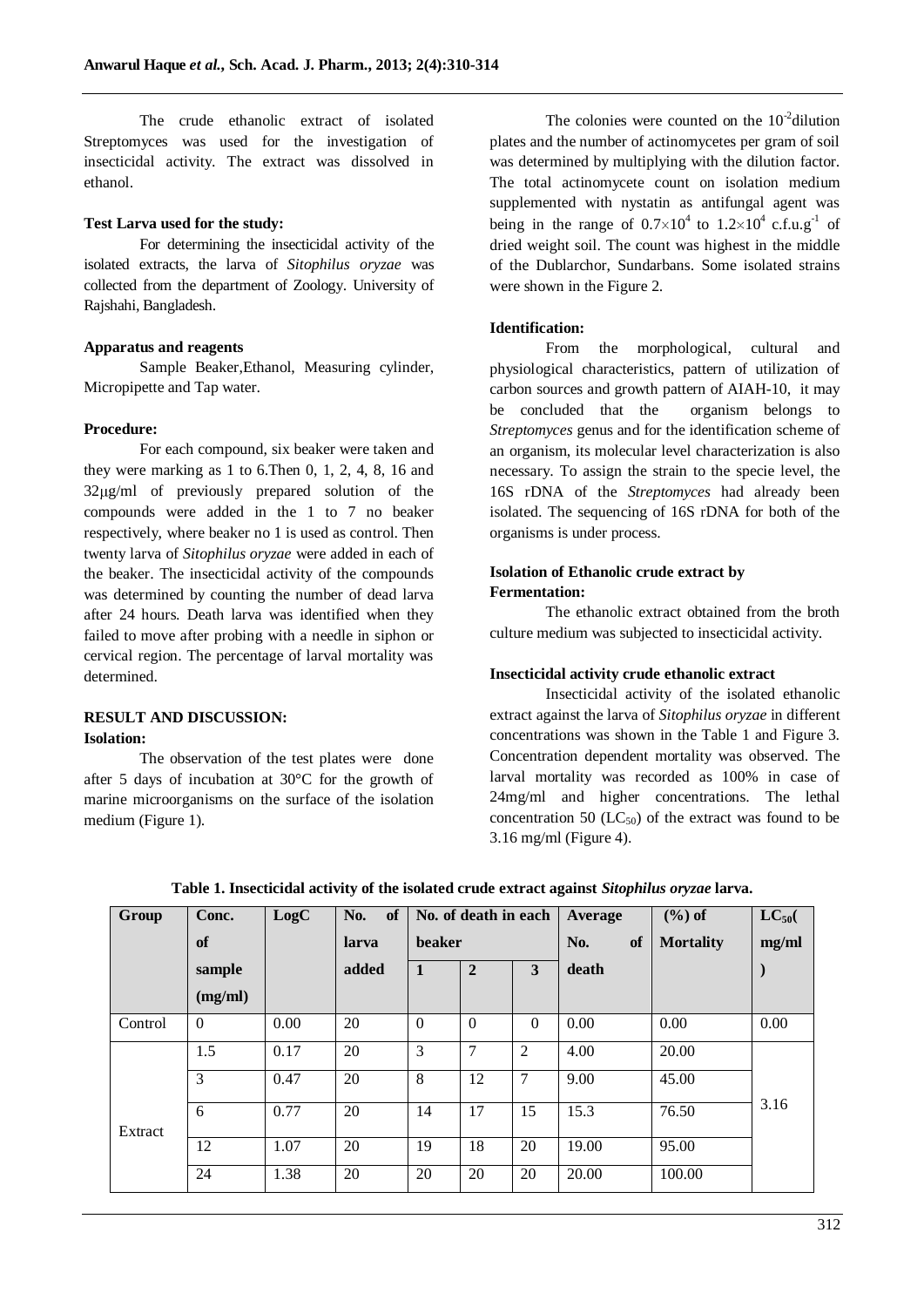The crude ethanolic extract of isolated Streptomyces was used for the investigation of insecticidal activity. The extract was dissolved in ethanol.

**Test Larva used for the study:**

For determining the insecticidal activity of the isolated extracts, the larva of *Sitophilus oryzae* was collected from the department of Zoology. University of Rajshahi, Bangladesh.

**Apparatus and reagents**

Sample Beaker,Ethanol, Measuring cylinder, Micropipette and Tap water.

**Procedure:**

For each compound, six beaker were taken and they were marking as 1 to 6.Then 0, 1, 2, 4, 8, 16 and 32μg/ml of previously prepared solution of the compounds were added in the 1 to 7 no beaker respectively, where beaker no 1 is used as control. Then twenty larva of *Sitophilus oryzae* were added in each of the beaker. The insecticidal activity of the compounds was determined by counting the number of dead larva after 24 hours. Death larva was identified when they failed to move after probing with a needle in siphon or cervical region. The percentage of larval mortality was determined.

**RESULT AND DISCUSSION:**

**Isolation:**

The observation of the test plates were done after 5 days of incubation at 30°C for the growth of marine microorganisms on the surface of the isolation medium (Figure 1).

The colonies were counted on the $10^{-2}$dilution plates and the number of actinomycetes per gram of soil was determined by multiplying with the dilution factor. The total actinomycete count on isolation medium supplemented with nystatin as antifungal agent was being in the range of $0.7\times10^4$ to $1.2\times10^4$ c.f.u.$g^{-1}$ of dried weight soil. The count was highest in the middle of the Dublarchor, Sundarbans. Some isolated strains were shown in the Figure 2.

**Identification:**

From the morphological, cultural and physiological characteristics, pattern of utilization of carbon sources and growth pattern of AIAH-10, it may be concluded that the organism belongs to *Streptomyces* genus and for the identification scheme of an organism, its molecular level characterization is also necessary. To assign the strain to the specie level, the 16S rDNA of the *Streptomyces* had already been isolated. The sequencing of 16S rDNA for both of the organisms is under process.

**Isolation of Ethanolic crude extract by Fermentation:**

The ethanolic extract obtained from the broth culture medium was subjected to insecticidal activity.

**Insecticidal activity crude ethanolic extract**

Insecticidal activity of the isolated ethanolic extract against the larva of *Sitophilus oryzae* in different concentrations was shown in the Table 1 and Figure 3. Concentration dependent mortality was observed. The larval mortality was recorded as 100% in case of 24mg/ml and higher concentrations. The lethal concentration 50 ($LC_{50}$) of the extract was found to be 3.16 mg/ml (Figure 4).

**Table 1. Insecticidal activity of the isolated crude extract against *Sitophilus oryzae* larva.**

| Group | Conc. of sample (mg/ml) | LogC | No. of larva added | No. of death in each beaker | | | Average No. of death | (%) of Mortality | $LC_{50}$(mg/ml) |
|---|---|---|---|---|---|---|---|---|---|
| | | | | 1 | 2 | 3 | | | |
| Control | 0 | 0.00 | 20 | 0 | 0 | 0 | 0.00 | 0.00 | 0.00 |
| Extract | 1.5 | 0.17 | 20 | 3 | 7 | 2 | 4.00 | 20.00 | 3.16 |
| | 3 | 0.47 | 20 | 8 | 12 | 7 | 9.00 | 45.00 | |
| | 6 | 0.77 | 20 | 14 | 17 | 15 | 15.3 | 76.50 | |
| | 12 | 1.07 | 20 | 19 | 18 | 20 | 19.00 | 95.00 | |
| | 24 | 1.38 | 20 | 20 | 20 | 20 | 20.00 | 100.00 | |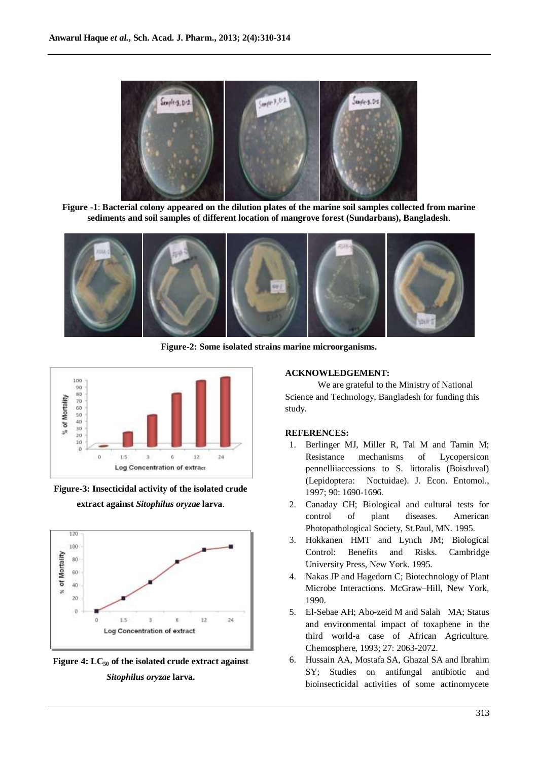**Figure -1**: **Bacterial colony appeared on the dilution plates of the marine soil samples collected from marine sediments and soil samples of different location of mangrove forest (Sundarbans), Bangladesh**.

**Figure-2: Some isolated strains marine microorganisms.**

**Figure-3: Insecticidal activity of the isolated crude extract against *Sitophilus oryzae* larva**.

**Figure 4: $LC_{50}$ of the isolated crude extract against *Sitophilus oryzae* larva.**

**ACKNOWLEDGEMENT:**

We are grateful to the Ministry of National Science and Technology, Bangladesh for funding this study.

**REFERENCES:**

1. Berlinger MJ, Miller R, Tal M and Tamin M; Resistance mechanisms of Lycopersicon pennelliiaccessions to S. littoralis (Boisduval) (Lepidoptera: Noctuidae). J. Econ. Entomol., 1997; 90: 1690-1696.
2. Canaday CH; Biological and cultural tests for control of plant diseases. American Photopathological Society, St.Paul, MN. 1995.
3. Hokkanen HMT and Lynch JM; Biological Control: Benefits and Risks. Cambridge University Press, New York. 1995.
4. Nakas JP and Hagedorn C; Biotechnology of Plant Microbe Interactions. McGraw–Hill, New York, 1990.
5. El-Sebae AH; Abo-zeid M and Salah MA; Status and environmental impact of toxaphene in the third world-a case of African Agriculture. Chemosphere, 1993; 27: 2063-2072.
6. Hussain AA, Mostafa SA, Ghazal SA and Ibrahim SY; Studies on antifungal antibiotic and bioinsecticidal activities of some actinomycete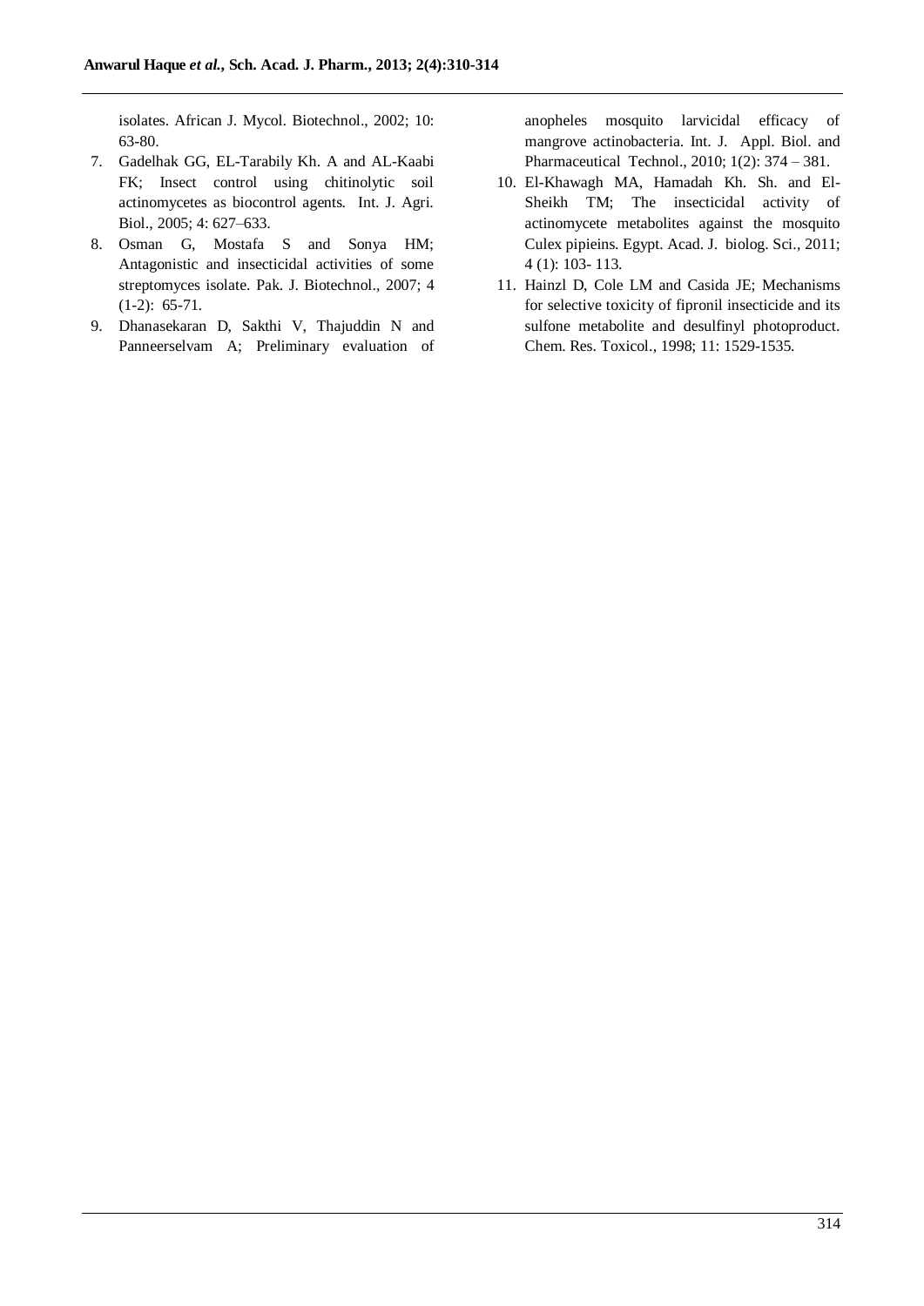isolates. African J. Mycol. Biotechnol., 2002; 10: 63-80.

7. Gadelhak GG, EL-Tarabily Kh. A and AL-Kaabi FK; Insect control using chitinolytic soil actinomycetes as biocontrol agents. Int. J. Agri. Biol., 2005; 4: 627–633.
8. Osman G, Mostafa S and Sonya HM; Antagonistic and insecticidal activities of some streptomyces isolate. Pak. J. Biotechnol., 2007; 4 (1-2): 65-71.
9. Dhanasekaran D, Sakthi V, Thajuddin N and Panneerselvam A; Preliminary evaluation of anopheles mosquito larvicidal efficacy of mangrove actinobacteria. Int. J. Appl. Biol. and Pharmaceutical Technol., 2010; 1(2): 374 – 381.
10. El-Khawagh MA, Hamadah Kh. Sh. and El-Sheikh TM; The insecticidal activity of actinomycete metabolites against the mosquito Culex pipieins. Egypt. Acad. J. biolog. Sci., 2011; 4 (1): 103- 113.
11. Hainzl D, Cole LM and Casida JE; Mechanisms for selective toxicity of fipronil insecticide and its sulfone metabolite and desulfinyl photoproduct. Chem. Res. Toxicol., 1998; 11: 1529-1535.